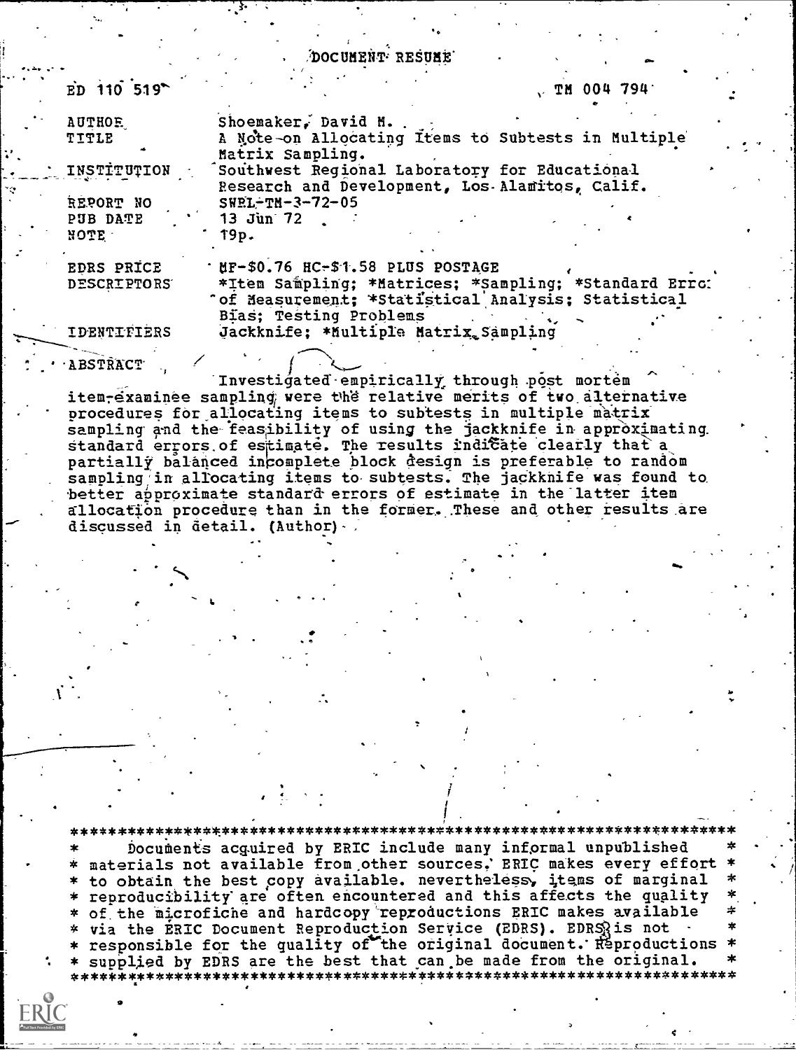# DOCUMENT RESUME

ED 110 519 TM 004 794

| | |
|---|---|
| AUTHOR | Shoemaker, David M. |
| TITLE | A Note on Allocating Items to Subtests in Multiple Matrix Sampling. |
| INSTITUTION | Southwest Regional Laboratory for Educational Research and Development, Los Alamitos, Calif. |
| REPORT NO | SWRL-TM-3-72-05 |
| PUB DATE | 13 Jun 72 |
| NOTE | 19p. |
| EDRS PRICE | MF-$0.76 HC-$1.58 PLUS POSTAGE |
| DESCRIPTORS | *Item Sampling; *Matrices; *Sampling; *Standard Error of Measurement; *Statistical Analysis; Statistical Bias; Testing Problems |
| IDENTIFIERS | Jackknife; *Multiple Matrix Sampling |

ABSTRACT

Investigated empirically through post mortem item-examinee sampling were the relative merits of two alternative procedures for allocating items to subtests in multiple matrix sampling and the feasibility of using the jackknife in approximating standard errors of estimate. The results indicate clearly that a partially balanced incomplete block design is preferable to random sampling in allocating items to subtests. The jackknife was found to better approximate standard errors of estimate in the latter item allocation procedure than in the former. These and other results are discussed in detail. (Author)

***********************************************************************
* Documents acquired by ERIC include many informal unpublished *
* materials not available from other sources. ERIC makes every effort *
* to obtain the best copy available. nevertheless, items of marginal *
* reproducibility are often encountered and this affects the quality *
* of the microfiche and hardcopy reproductions ERIC makes available *
* via the ERIC Document Reproduction Service (EDRS). EDRS is not *
* responsible for the quality of the original document. Reproductions *
* supplied by EDRS are the best that can be made from the original. *
***********************************************************************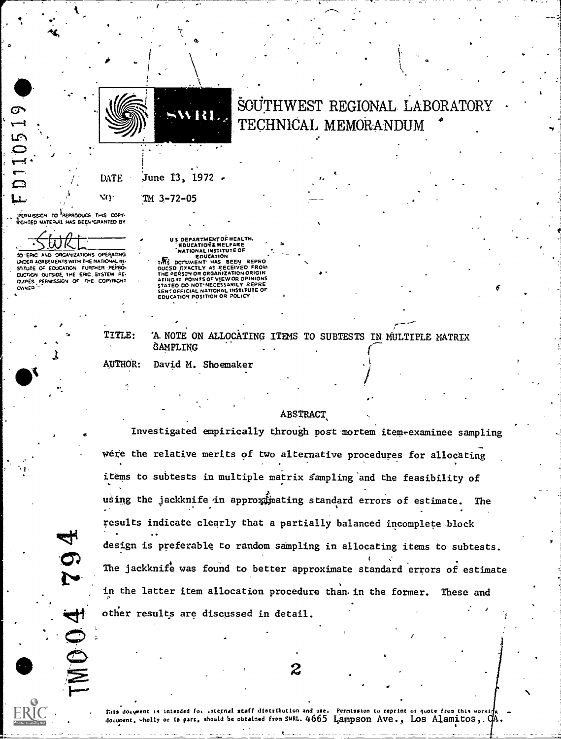# SOUTHWEST REGIONAL LABORATORY TECHNICAL MEMORANDUM

DATE June 13, 1972

NO TM 3-72-05

PERMISSION TO REPRODUCE THIS COPYRIGHTED MATERIAL HAS BEEN GRANTED BY SWRL TO ERIC AND ORGANIZATIONS OPERATING UNDER AGREEMENTS WITH THE NATIONAL INSTITUTE OF EDUCATION. FURTHER REPRODUCTION OUTSIDE THE ERIC SYSTEM REQUIRES PERMISSION OF THE COPYRIGHT OWNER

U.S. DEPARTMENT OF HEALTH, EDUCATION & WELFARE NATIONAL INSTITUTE OF EDUCATION THIS DOCUMENT HAS BEEN REPRODUCED EXACTLY AS RECEIVED FROM THE PERSON OR ORGANIZATION ORIGINATING IT. POINTS OF VIEW OR OPINIONS STATED DO NOT NECESSARILY REPRESENT OFFICIAL NATIONAL INSTITUTE OF EDUCATION POSITION OR POLICY

TITLE: A NOTE ON ALLOCATING ITEMS TO SUBTESTS IN MULTIPLE MATRIX SAMPLING

AUTHOR: David M. Shoemaker

## ABSTRACT

Investigated empirically through post mortem item-examinee sampling were the relative merits of two alternative procedures for allocating items to subtests in multiple matrix sampling and the feasibility of using the jackknife in approximating standard errors of estimate. The results indicate clearly that a partially balanced incomplete block design is preferable to random sampling in allocating items to subtests. The jackknife was found to better approximate standard errors of estimate in the latter item allocation procedure than in the former. These and other results are discussed in detail.

This document is intended for internal staff distribution and use. Permission to reprint or quote from this working document, wholly or in part, should be obtained from SWRL, 4665 Lampson Ave., Los Alamitos, CA.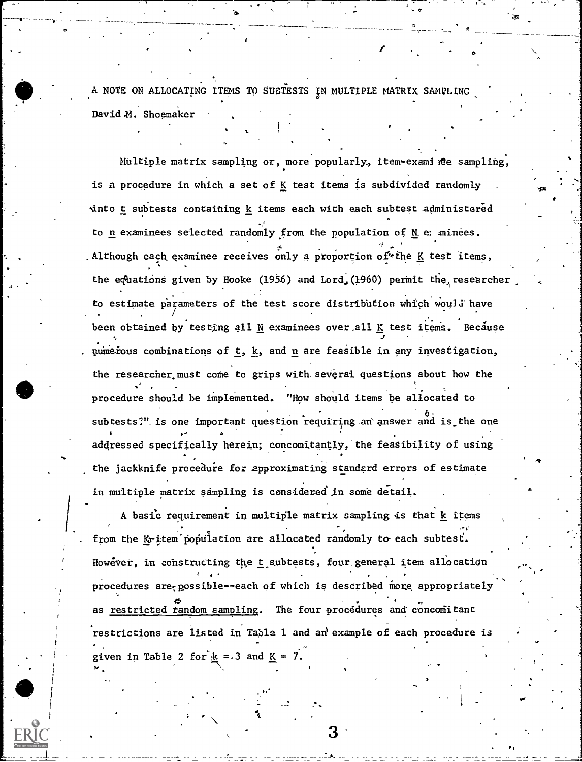# A NOTE ON ALLOCATING ITEMS TO SUBTESTS IN MULTIPLE MATRIX SAMPLING

David M. Shoemaker

Multiple matrix sampling or, more popularly, item-examinee sampling, is a procedure in which a set of $K$ test items is subdivided randomly into $t$ subtests containing $k$ items each with each subtest administered to $n$ examinees selected randomly from the population of $N$ examinees. Although each examinee receives only a proportion of the $K$ test items, the equations given by Hooke (1956) and Lord (1960) permit the researcher to estimate parameters of the test score distribution which would have been obtained by testing all $N$ examinees over all $K$ test items. Because numerous combinations of $t$, $k$, and $n$ are feasible in any investigation, the researcher must come to grips with several questions about how the procedure should be implemented. "How should items be allocated to subtests?" is one important question requiring an answer and is the one addressed specifically herein; concomitantly, the feasibility of using the jackknife procedure for approximating standard errors of estimate in multiple matrix sampling is considered in some detail.

A basic requirement in multiple matrix sampling is that $k$ items from the $K$-item population are allocated randomly to each subtest. However, in constructing the $t$ subtests, four general item allocation procedures are possible--each of which is described more appropriately as restricted random sampling. The four procedures and concomitant restrictions are listed in Table 1 and an example of each procedure is given in Table 2 for $k = 3$ and $K = 7$.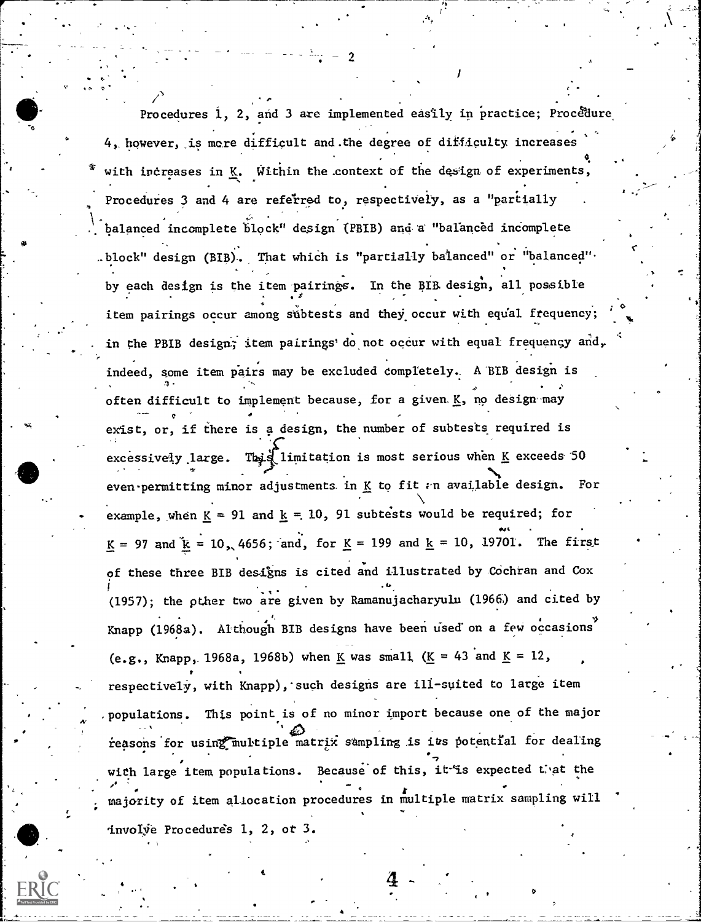Procedures 1, 2, and 3 are implemented easily in practice; Procedure 4, however, is more difficult and the degree of difficulty increases with increases in $K$. Within the context of the design of experiments, Procedures 3 and 4 are referred to, respectively, as a "partially balanced incomplete block" design (PBIB) and a "balanced incomplete block" design (BIB). That which is "partially balanced" or "balanced" by each design is the item pairings. In the BIB design, all possible item pairings occur among subtests and they occur with equal frequency; in the PBIB design, item pairings do not occur with equal frequency and, indeed, some item pairs may be excluded completely. A BIB design is often difficult to implement because, for a given $K$, no design may exist, or, if there is a design, the number of subtests required is excessively large. This limitation is most serious when $K$ exceeds 50 even permitting minor adjustments in $K$ to fit an available design. For example, when $K = 91$ and $k = 10$, 91 subtests would be required; for $K = 97$ and $k = 10$, 4656; and, for $K = 199$ and $k = 10$, 19701. The first of these three BIB designs is cited and illustrated by Cochran and Cox (1957); the other two are given by Ramanujacharyulu (1966) and cited by Knapp (1968a). Although BIB designs have been used on a few occasions (e.g., Knapp, 1968a, 1968b) when $K$ was small ($K = 43$ and $K = 12$, respectively, with Knapp), such designs are ill-suited to large item populations. This point is of no minor import because one of the major reasons for using multiple matrix sampling is its potential for dealing with large item populations. Because of this, it is expected that the majority of item allocation procedures in multiple matrix sampling will involve Procedures 1, 2, or 3.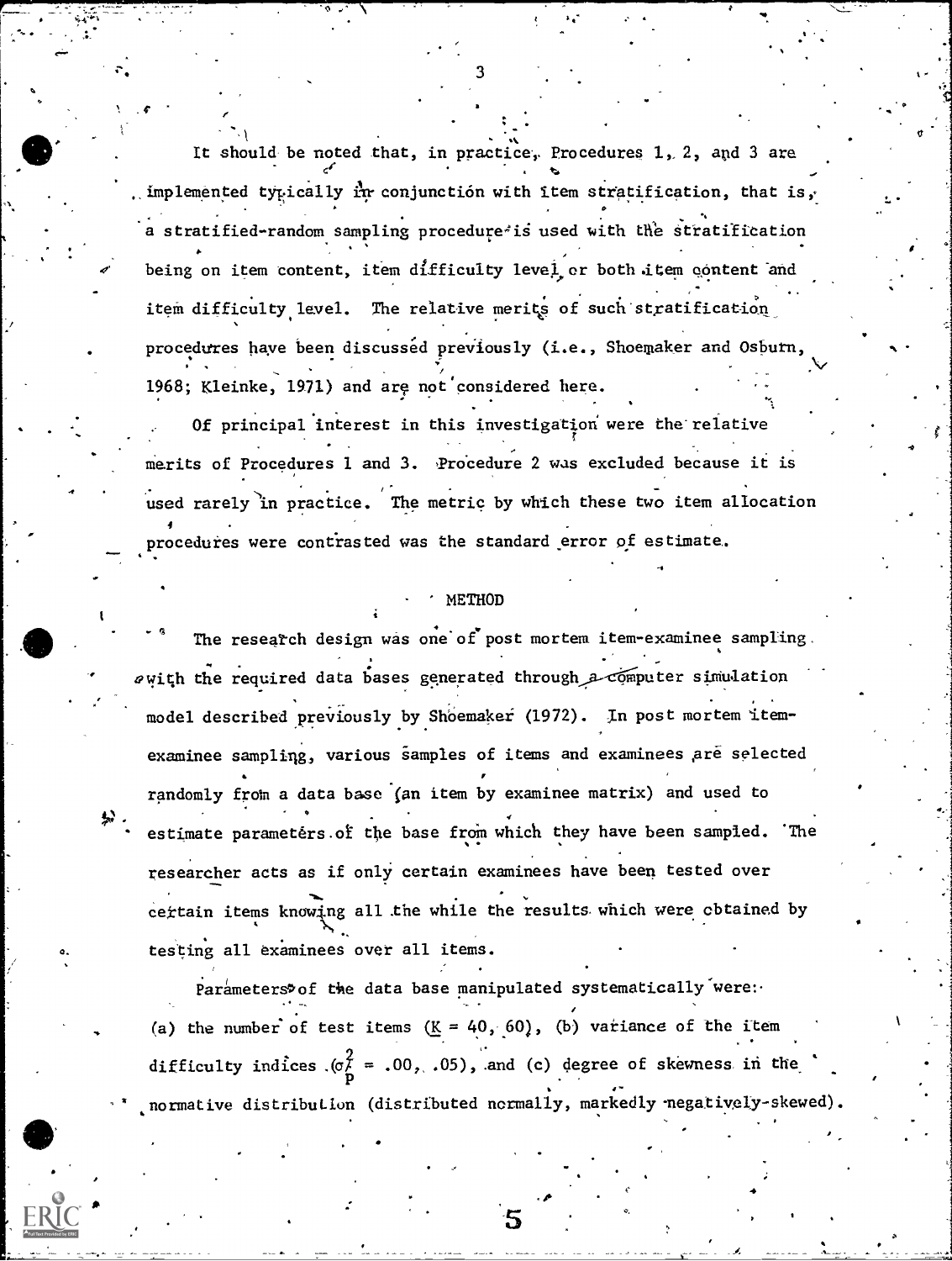It should be noted that, in practice, Procedures 1, 2, and 3 are implemented typically in conjunction with item stratification, that is, a stratified-random sampling procedure is used with the stratification being on item content, item difficulty level, or both item content and item difficulty level. The relative merits of such stratification procedures have been discussed previously (i.e., Shoemaker and Osburn, 1968; Kleinke, 1971) and are not considered here.

Of principal interest in this investigation were the relative merits of Procedures 1 and 3. Procedure 2 was excluded because it is used rarely in practice. The metric by which these two item allocation procedures were contrasted was the standard error of estimate.

## METHOD

The research design was one of post mortem item-examinee sampling with the required data bases generated through a computer simulation model described previously by Shoemaker (1972). In post mortem item-examinee sampling, various samples of items and examinees are selected randomly from a data base (an item by examinee matrix) and used to estimate parameters of the base from which they have been sampled. The researcher acts as if only certain examinees have been tested over certain items knowing all the while the results which were obtained by testing all examinees over all items.

Parameters of the data base manipulated systematically were: (a) the number of test items ($\underline{K}$ = 40, 60), (b) variance of the item difficulty indices ($\sigma_p^2$ = .00, .05), and (c) degree of skewness in the normative distribution (distributed normally, markedly negatively-skewed).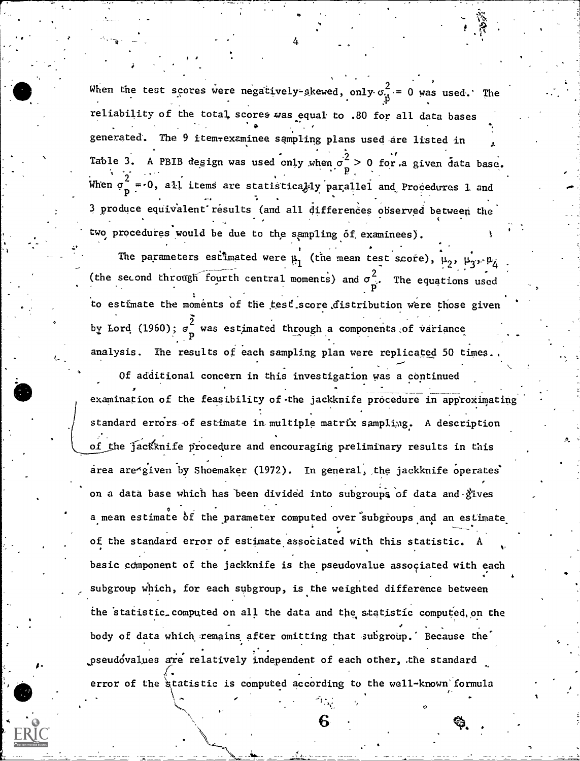When the test scores were negatively-skewed, only $\sigma_p^2 = 0$ was used. The reliability of the total scores was equal to .80 for all data bases generated. The 9 item-examinee sampling plans used are listed in Table 3. A PBIB design was used only when $\sigma_p^2 > 0$ for a given data base. When $\sigma_p^2 = 0$, all items are statistically parallel and Procedures 1 and 3 produce equivalent results (and all differences observed between the two procedures would be due to the sampling of examinees).

The parameters estimated were $\mu_1$ (the mean test score), $\mu_2$, $\mu_3$, $\mu_4$ (the second through fourth central moments) and $\sigma_p^2$. The equations used to estimate the moments of the test score distribution were those given by Lord (1960); $\tilde{\sigma}_p^2$ was estimated through a components of variance analysis. The results of each sampling plan were replicated 50 times.

Of additional concern in this investigation was a continued examination of the feasibility of the jackknife procedure in approximating standard errors of estimate in multiple matrix sampling. A description of the jackknife procedure and encouraging preliminary results in this area are given by Shoemaker (1972). In general, the jackknife operates on a data base which has been divided into subgroups of data and gives a mean estimate of the parameter computed over subgroups and an estimate of the standard error of estimate associated with this statistic. A basic component of the jackknife is the pseudovalue associated with each subgroup which, for each subgroup, is the weighted difference between the statistic computed on all the data and the statistic computed on the body of data which remains after omitting that subgroup. Because the pseudovalues are relatively independent of each other, the standard error of the statistic is computed according to the well-known formula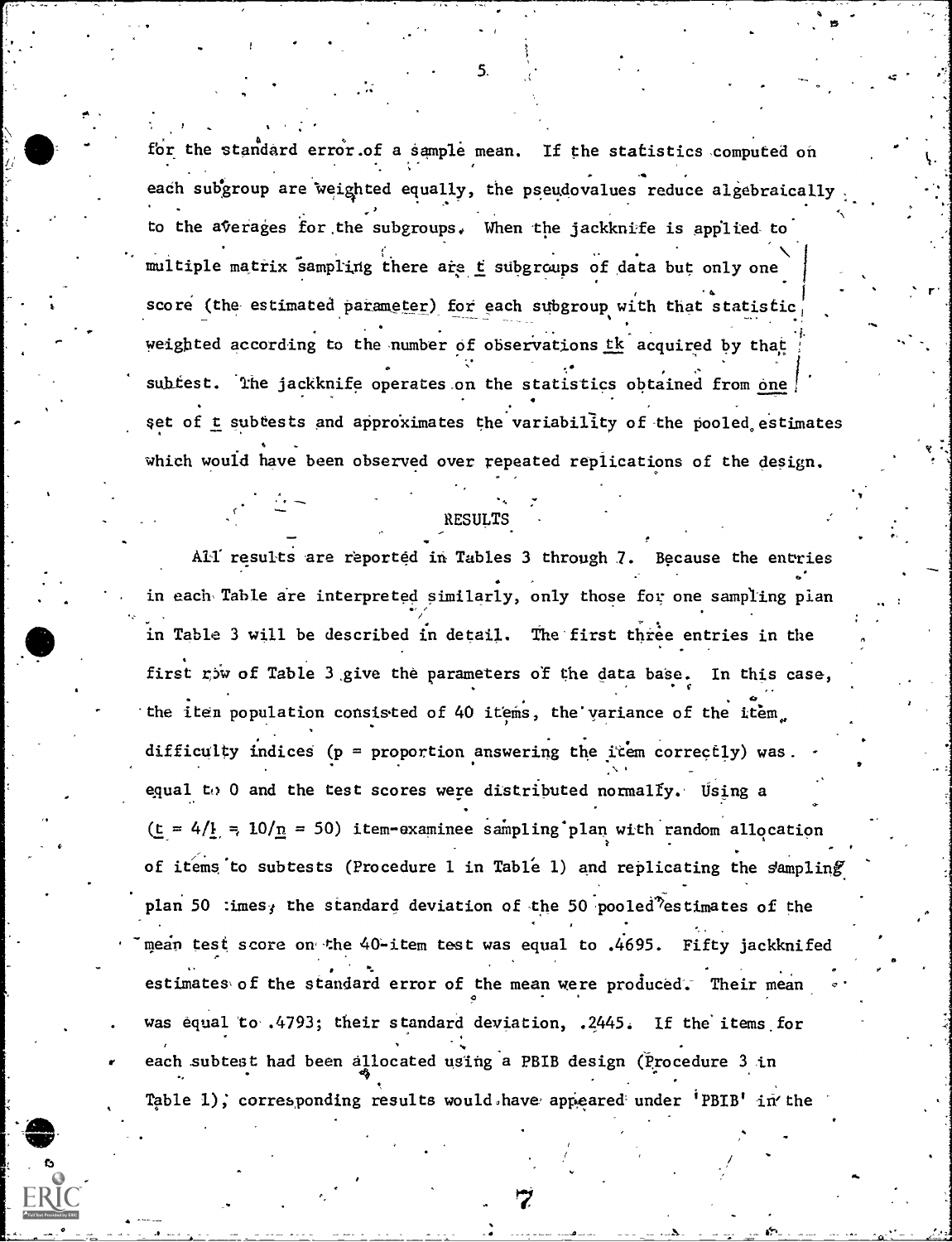for the standard error of a sample mean. If the statistics computed on each subgroup are weighted equally, the pseudovalues reduce algebraically to the averages for the subgroups. When the jackknife is applied to multiple matrix sampling there are $\underline{t}$ subgroups of data but only one score (the estimated parameter) for each subgroup with that statistic weighted according to the number of observations $\underline{tk}$ acquired by that subtest. The jackknife operates on the statistics obtained from one set of $\underline{t}$ subtests and approximates the variability of the pooled estimates which would have been observed over repeated replications of the design.

## RESULTS

All results are reported in Tables 3 through 7. Because the entries in each Table are interpreted similarly, only those for one sampling plan in Table 3 will be described in detail. The first three entries in the first row of Table 3 give the parameters of the data base. In this case, the item population consisted of 40 items, the variance of the item difficulty indices (p = proportion answering the item correctly) was equal to 0 and the test scores were distributed normally. Using a ($\underline{t} = 4/\underline{k} = 10/\underline{n} = 50$) item-examinee sampling plan with random allocation of items to subtests (Procedure 1 in Table 1) and replicating the sampling plan 50 times, the standard deviation of the 50 pooled estimates of the mean test score on the 40-item test was equal to .4695. Fifty jackknifed estimates of the standard error of the mean were produced. Their mean was equal to .4793; their standard deviation, .2445. If the items for each subtest had been allocated using a PBIB design (Procedure 3 in Table 1), corresponding results would have appeared under 'PBIB' in the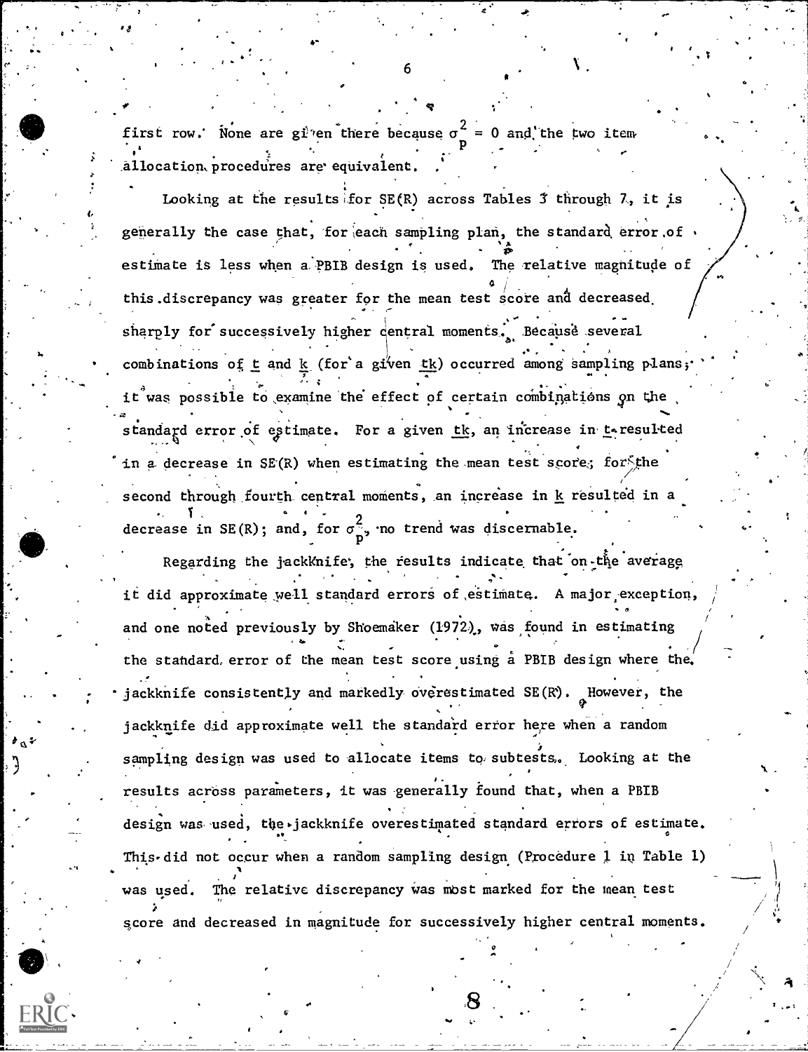first row. None are given there because $\sigma_p^2 = 0$ and the two item allocation procedures are equivalent.

Looking at the results for SE(R) across Tables 3 through 7, it is generally the case that, for each sampling plan, the standard error of estimate is less when a PBIB design is used. The relative magnitude of this discrepancy was greater for the mean test score and decreased sharply for successively higher central moments. Because several combinations of _t_ and _k_ (for a given _tk_) occurred among sampling plans, it was possible to examine the effect of certain combinations on the standard error of estimate. For a given _tk_, an increase in _t_ resulted in a decrease in SE(R) when estimating the mean test score; for the second through fourth central moments, an increase in _k_ resulted in a decrease in SE(R); and, for $\sigma_p^2$, no trend was discernable.

Regarding the jackknife, the results indicate that on the average it did approximate well standard errors of estimate. A major exception, and one noted previously by Shoemaker (1972), was found in estimating the standard error of the mean test score using a PBIB design where the jackknife consistently and markedly overestimated SE(R). However, the jackknife did approximate well the standard error here when a random sampling design was used to allocate items to subtests. Looking at the results across parameters, it was generally found that, when a PBIB design was used, the jackknife overestimated standard errors of estimate. This did not occur when a random sampling design (Procedure 1 in Table 1) was used. The relative discrepancy was most marked for the mean test score and decreased in magnitude for successively higher central moments.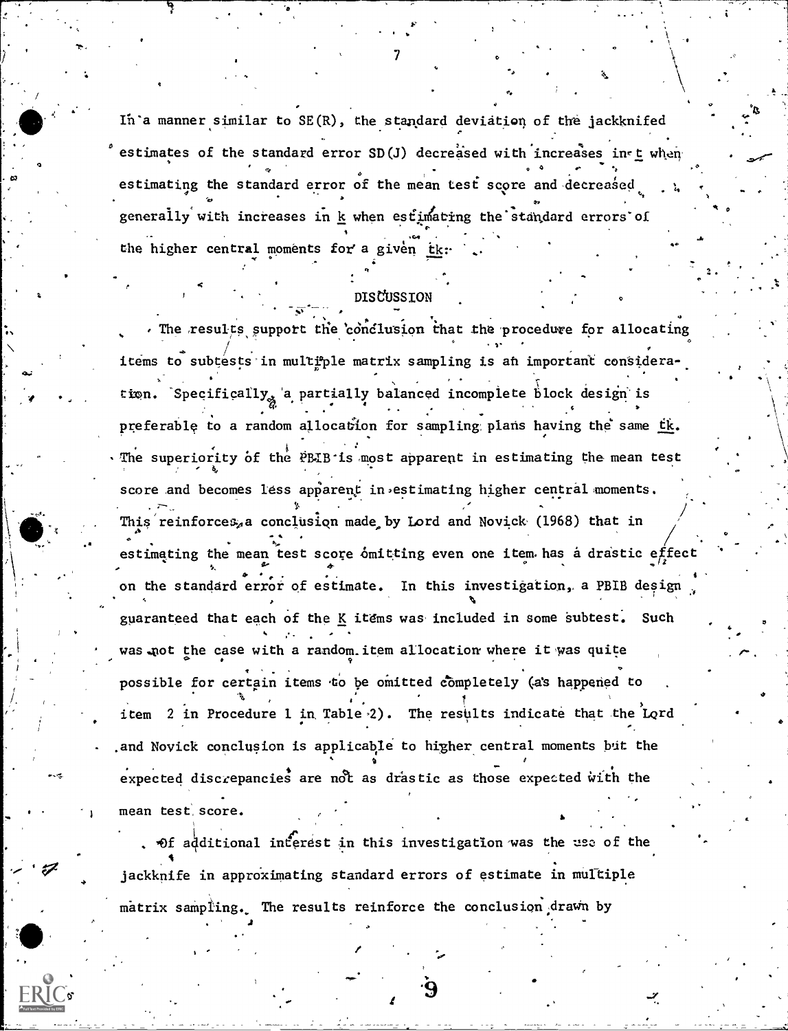In a manner similar to SE(R), the standard deviation of the jackknifed estimates of the standard error SD(J) decreased with increases in *t* when estimating the standard error of the mean test score and decreased generally with increases in *k* when estimating the standard errors of the higher central moments for a given *tk*.

## DISCUSSION

The results support the conclusion that the procedure for allocating items to subtests in multiple matrix sampling is an important consideration. Specifically, a partially balanced incomplete block design is preferable to a random allocation for sampling plans having the same *tk*. The superiority of the PBIB is most apparent in estimating the mean test score and becomes less apparent in estimating higher central moments. This reinforces a conclusion made by Lord and Novick (1968) that in estimating the mean test score omitting even one item has a drastic effect on the standard error of estimate. In this investigation, a PBIB design guaranteed that each of the *K* items was included in some subtest. Such was not the case with a random item allocation where it was quite possible for certain items to be omitted completely (as happened to item 2 in Procedure 1 in Table 2). The results indicate that the Lord and Novick conclusion is applicable to higher central moments but the expected discrepancies are not as drastic as those expected with the mean test score.

Of additional interest in this investigation was the use of the jackknife in approximating standard errors of estimate in multiple matrix sampling. The results reinforce the conclusion drawn by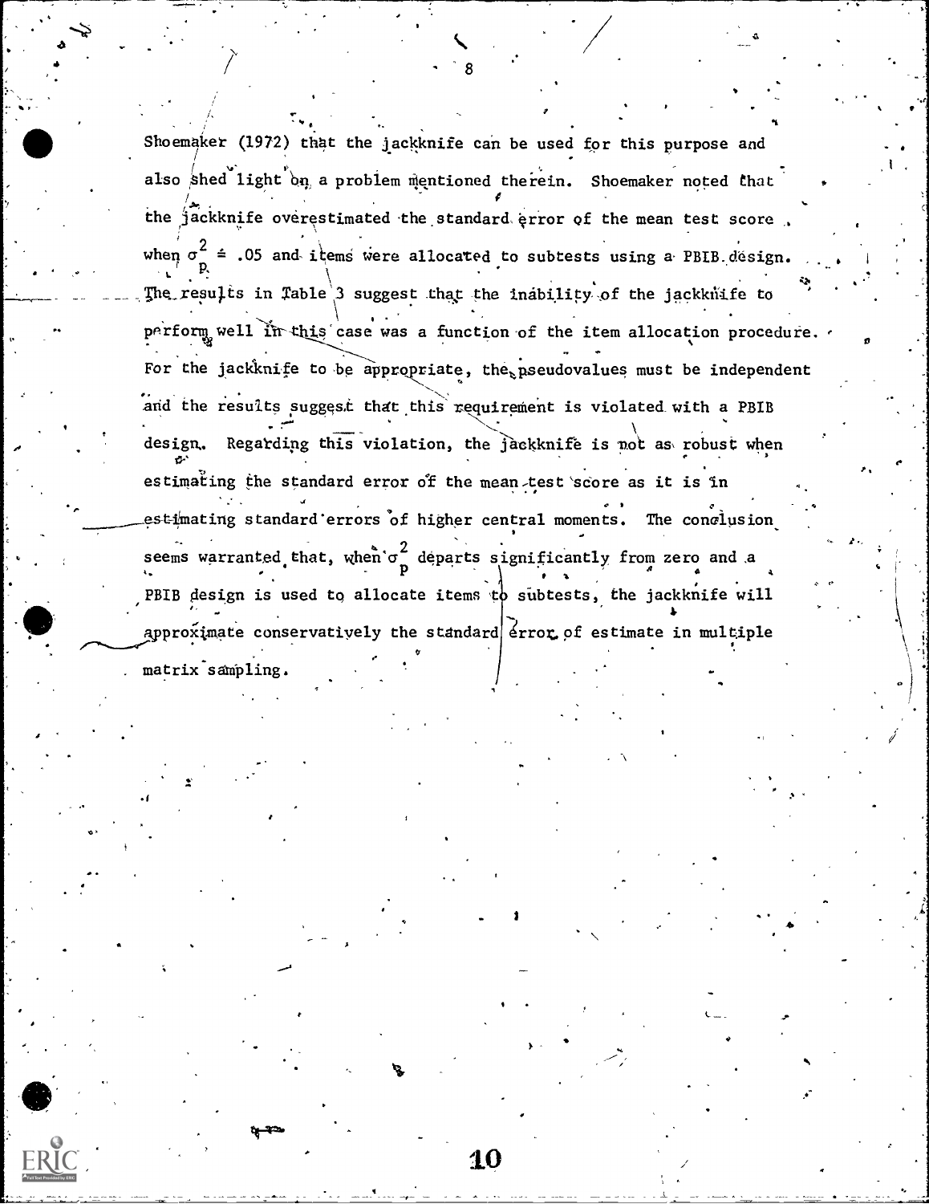Shoemaker (1972) that the jackknife can be used for this purpose and also shed light on a problem mentioned therein. Shoemaker noted that the jackknife overestimated the standard error of the mean test score when $\sigma_p^2 \doteq .05$ and items were allocated to subtests using a PBIB design. The results in Table 3 suggest that the inability of the jackknife to perform well in this case was a function of the item allocation procedure. For the jackknife to be appropriate, the pseudovalues must be independent and the results suggest that this requirement is violated with a PBIB design. Regarding this violation, the jackknife is not as robust when estimating the standard error of the mean test score as it is in estimating standard errors of higher central moments. The conclusion seems warranted that, when $\sigma_p^2$ departs significantly from zero and a PBIB design is used to allocate items to subtests, the jackknife will approximate conservatively the standard error of estimate in multiple matrix sampling.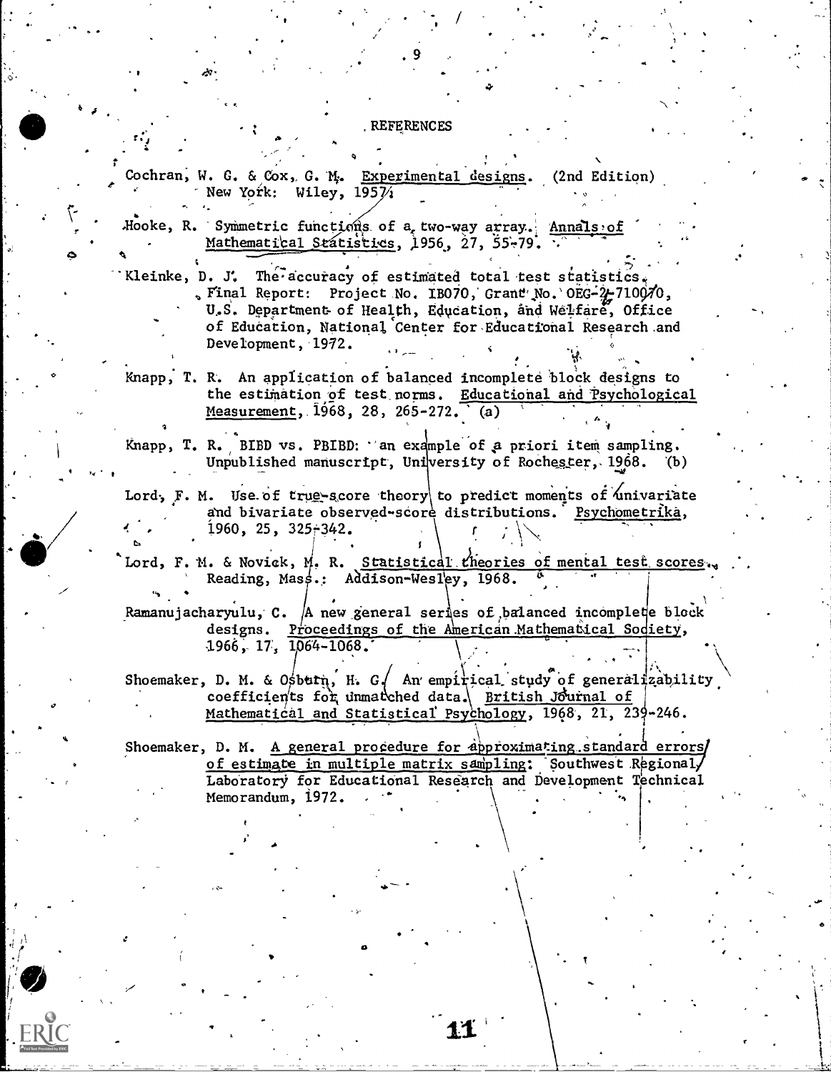## REFERENCES

Cochran, W. G. & Cox, G. M. Experimental designs. (2nd Edition) New York: Wiley, 1957.

Hooke, R. Symmetric functions of a two-way array. Annals of Mathematical Statistics, 1956, 27, 55-79.

Kleinke, D. J. The accuracy of estimated total test statistics. Final Report: Project No. IB070, Grant No. OEG-2-710070, U.S. Department of Health, Education, and Welfare, Office of Education, National Center for Educational Research and Development, 1972.

Knapp, T. R. An application of balanced incomplete block designs to the estimation of test norms. Educational and Psychological Measurement, 1968, 28, 265-272. (a)

Knapp, T. R. BIBD vs. PBIBD: an example of a priori item sampling. Unpublished manuscript, University of Rochester, 1968. (b)

Lord, F. M. Use of true-score theory to predict moments of univariate and bivariate observed-score distributions. Psychometrika, 1960, 25, 325-342.

Lord, F. M. & Novick, M. R. Statistical theories of mental test scores. Reading, Mass.: Addison-Wesley, 1968.

Ramanujacharyulu, C. A new general series of balanced incomplete block designs. Proceedings of the American Mathematical Society, 1966, 17, 1064-1068.

Shoemaker, D. M. & Osburn, H. G. An empirical study of generalizability coefficients for unmatched data. British Journal of Mathematical and Statistical Psychology, 1968, 21, 239-246.

Shoemaker, D. M. A general procedure for approximating standard errors of estimate in multiple matrix sampling. Southwest Regional Laboratory for Educational Research and Development Technical Memorandum, 1972.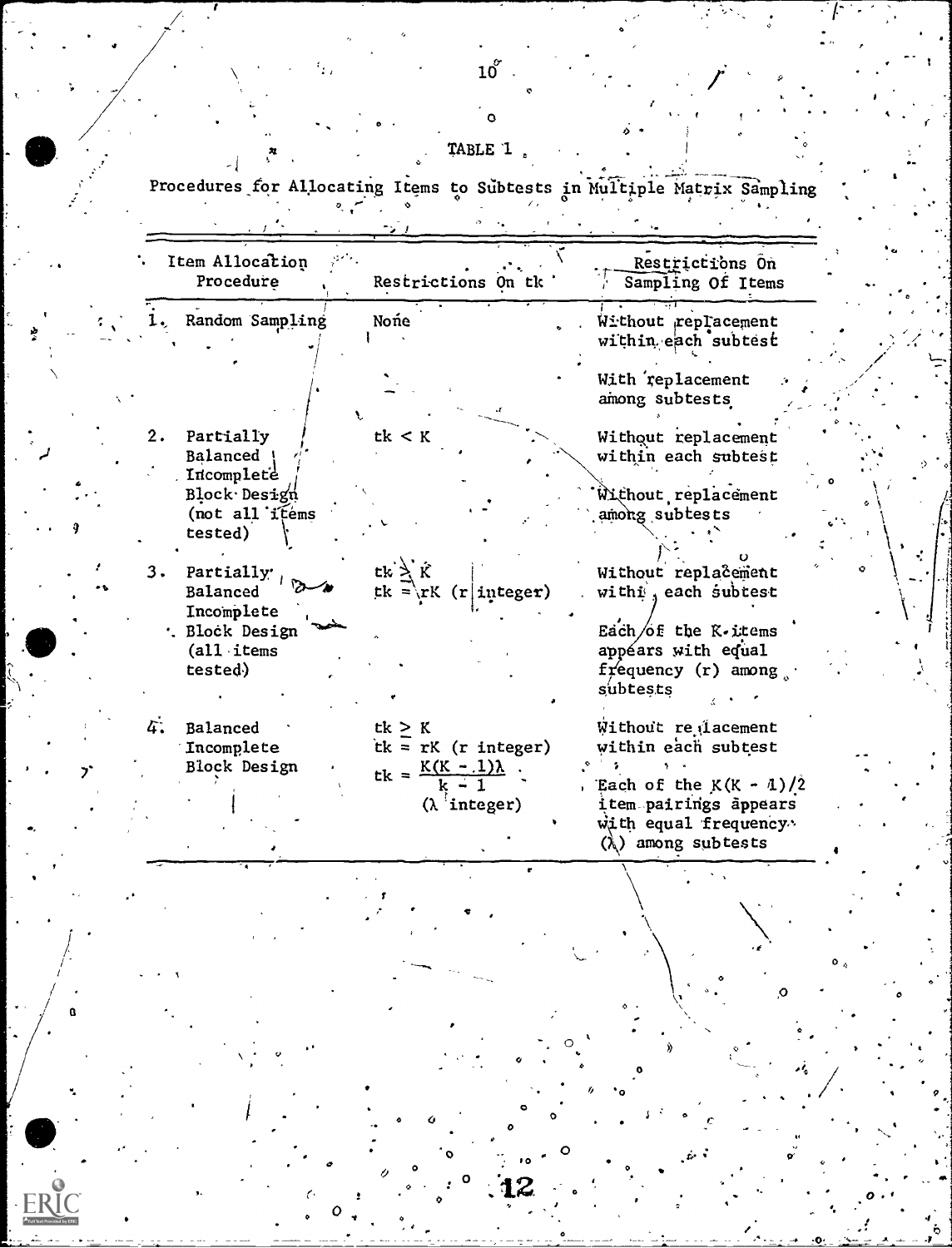TABLE 1

Procedures for Allocating Items to Subtests in Multiple Matrix Sampling

| Item Allocation Procedure | Restrictions On tk | Restrictions On Sampling Of Items |
|---|---|---|
| 1. Random Sampling | None | Without replacement within each subtest<br><br>With replacement among subtests |
| 2. Partially Balanced Incomplete Block Design (not all items tested) | $tk < K$ | Without replacement within each subtest<br><br>Without replacement among subtests |
| 3. Partially Balanced Incomplete Block Design (all items tested) | $tk \geq K$<br>$tk = rK$ (r integer) | Without replacement within each subtest<br><br>Each of the K items appears with equal frequency (r) among subtests |
| 4. Balanced Incomplete Block Design | $tk \geq K$<br>$tk = rK$ (r integer)<br>$tk = \frac{K(K-1)\lambda}{k-1}$<br>($\lambda$ integer) | Without replacement within each subtest<br><br>Each of the $K(K-1)/2$ item pairings appears with equal frequency ($\lambda$) among subtests |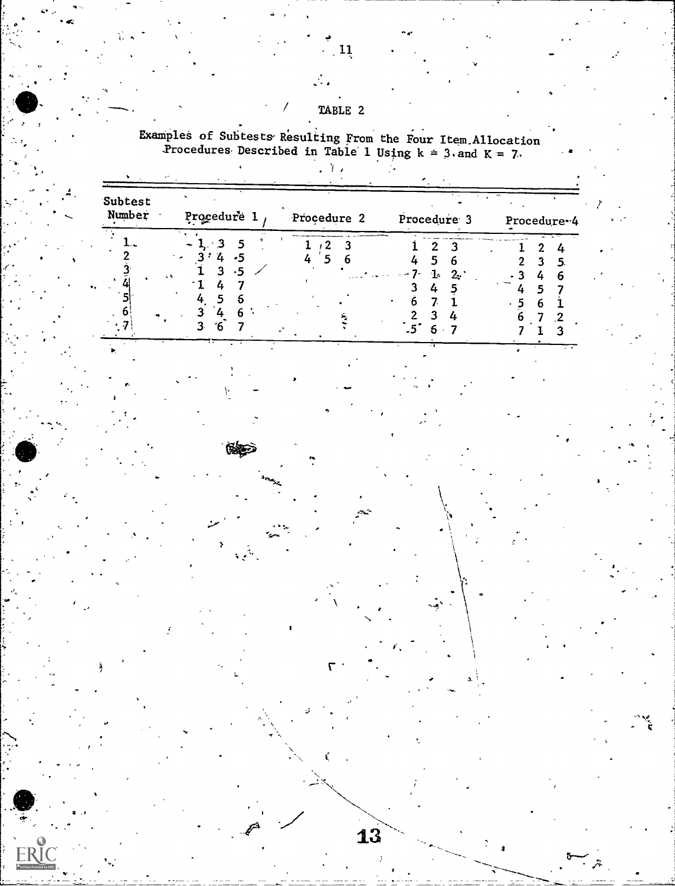TABLE 2

Examples of Subtests Resulting From the Four Item Allocation Procedures Described in Table 1 Using $k = 3$ and $K = 7$.

| Subtest Number | Procedure 1 | Procedure 2 | Procedure 3 | Procedure 4 |
|---|---|---|---|---|
| 1 | 1 3 5 | 1 2 3 | 1 2 3 | 1 2 4 |
| 2 | 3 4 5 | 4 5 6 | 4 5 6 | 2 3 5 |
| 3 | 1 3 5 | | 7 1 2 | 3 4 6 |
| 4 | 1 4 7 | | 3 4 5 | 4 5 7 |
| 5 | 4 5 6 | | 6 7 1 | 5 6 1 |
| 6 | 3 4 6 | | 2 3 4 | 6 7 2 |
| 7 | 3 6 7 | | 5 6 7 | 7 1 3 |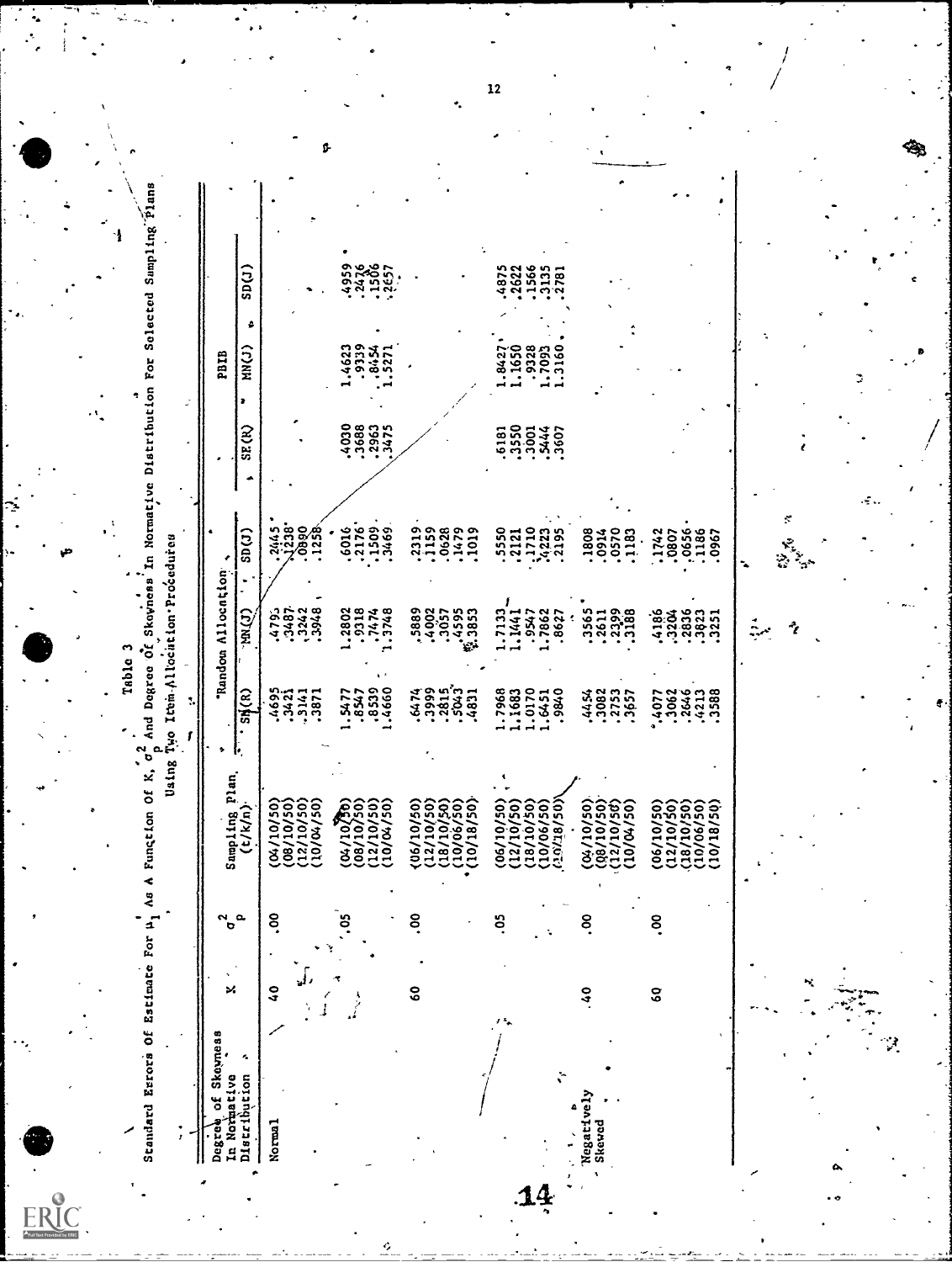Table 3

Standard Errors Of Estimate For $\mu_1$ As A Function Of K, $\sigma_p^2$ And Degree Of Skewness In Normative Distribution For Selected Sampling Plans Using Two Item-Allocation Procedures

| Degree of Skewness In Normative Distribution | K | $\sigma_p^2$ | Sampling Plan (t/k/n) | Random Allocation | | | PBIB | | |
|---|---|---|---|---|---|---|---|---|---|
| | | | | SE(R) | MN(J) | SD(J) | SE(R) | MN(J) | SD(J) |
| Normal | 40 | .00 | (04/10/50) | .4695 | .4795 | .2445 | | | |
| | | | (08/10/50) | .3421 | .3487 | .1238 | | | |
| | | | (12/10/50) | .3141 | .3242 | .0890 | | | |
| | | | (10/04/50) | .3871 | .3948 | .1258 | | | |
| | | .05 | (04/10/50) | 1.5477 | 1.2802 | .6016 | .4030 | 1.4623 | .4959 |
| | | | (08/10/50) | .8547 | .9318 | .2176 | .3688 | .9339 | .2476 |
| | | | (12/10/50) | .8539 | .7474 | .1509 | .2963 | .8454 | .1506 |
| | | | (10/04/50) | 1.4660 | 1.3748 | .3469 | .3475 | 1.5271 | .2657 |
| | 60 | .00 | (06/10/50) | .6474 | .5889 | .2319 | | | |
| | | | (12/10/50) | .3999 | .4002 | .1159 | | | |
| | | | (18/10/50) | .2815 | .3057 | .0628 | | | |
| | | | (10/06/50) | .5043 | .4595 | .1479 | | | |
| | | | (10/18/50) | .4831 | .3853 | .1019 | | | |
| | | .05 | (06/10/50) | 1.7968 | 1.7133 | .5550 | .6181 | 1.8427 | .4875 |
| | | | (12/10/50) | 1.1683 | 1.1441 | .2121 | .3550 | 1.1650 | .2622 |
| | | | (18/10/50) | 1.0170 | .9547 | .1710 | .3001 | .9328 | .1566 |
| | | | (10/06/50) | 1.6451 | 1.7862 | .4223 | .5444 | 1.7093 | .3135 |
| | | | (10/18/50) | .9840 | .8627 | .2195 | .3607 | 1.3160 | .2781 |
| Negatively Skewed | 40 | .00 | (04/10/50) | .4454 | .3565 | .1808 | | | |
| | | | (08/10/50) | .3082 | .2611 | .0914 | | | |
| | | | (12/10/50) | .2753 | .2399 | .0570 | | | |
| | | | (10/04/50) | .3657 | .3188 | .1183 | | | |
| | 60 | .00 | (06/10/50) | .4077 | .4186 | .1742 | | | |
| | | | (12/10/50) | .3062 | .3204 | .0807 | | | |
| | | | (18/10/50) | .2646 | .2836 | .0656 | | | |
| | | | (10/06/50) | .4213 | .3823 | .1186 | | | |
| | | | (10/18/50) | .3588 | .3251 | .0967 | | | |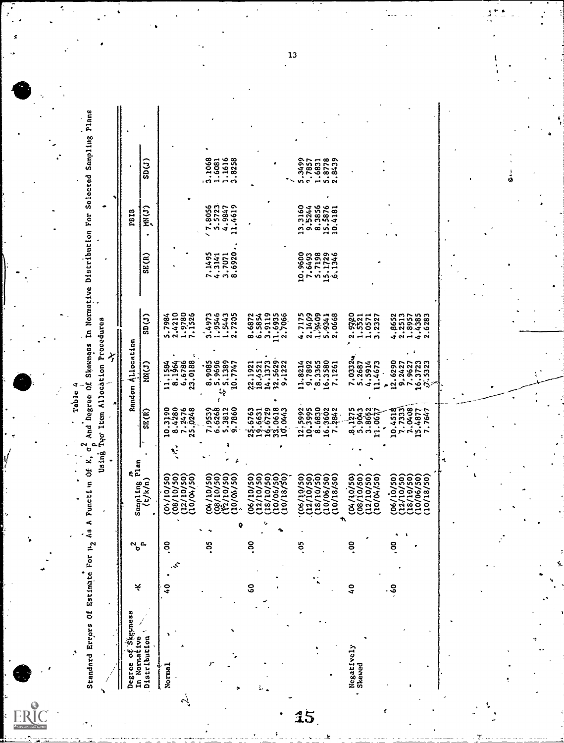Table 4

Standard Errors Of Estimate For $\mu_2$ As A Function Of K, $\sigma_p^2$ And Degree Of Skewness In Normative Distribution For Selected Sampling Plans Using Two Item Allocation Procedures

| Degree of Skewness In Normative Distribution | K | $\sigma_p^2$ | Sampling Plan (t/k/n) | Random Allocation | | | PBIB | | |
|---|---|---|---|---|---|---|---|---|---|
| | | | | SE(R) | MN(J) | SD(J) | SE(R) | MN(J) | SD(J) |
| Normal | 40 | .00 | (04/10/50) | 10.3190 | 11.1584 | 5.7984 | | | |
| | | | (08/10/50) | 8.4280 | 8.1964 | 2.4210 | | | |
| | | | (12/10/50) | 7.2476 | 6.6786 | 1.9780 | | | |
| | | | (10/04/50) | 25.0248 | 23.0188 | 7.1526 | | | |
| | | .05 | (04/10/50) | 7.9539 | 8.9085 | 3.4973 | 7.1495 | 7.8056 | 3.1068 |
| | | | (08/10/50) | 6.6268 | 5.9696 | 1.9546 | 4.3141 | 5.5723 | 1.6081 |
| | | | (12/10/50) | 5.3812 | 5.1389 | 1.5443 | 3.7071 | 4.9847 | 1.1616 |
| | | | (10/04/50) | 9.7860 | 10.7747 | 2.7295 | 8.6920 | 11.4619 | 3.8258 |
| | 60 | .00 | (06/10/50) | 25.6763 | 22.1921 | 8.6872 | | | |
| | | | (12/10/50) | 19.6631 | 18.4521 | 6.5854 | | | |
| | | | (18/10/50) | 16.6729 | 14.1373 | 3.9119 | | | |
| | | | (10/06/50) | 33.0618 | 32.5629 | 11.6935 | | | |
| | | | (10/18/50) | 10.0443 | 9.1222 | 2.7066 | | | |
| | | .05 | (06/10/50) | 12.5992 | 11.8214 | 4.7175 | 10.9600 | 13.3160 | 5.3499 |
| | | | (12/10/50) | 10.3995 | 9.7892 | 2.1409 | 7.6493 | 9.5244 | 2.7857 |
| | | | (18/10/50) | 8.6830 | 8.3365 | 1.9409 | 5.7198 | 8.3856 | 1.6831 |
| | | | (10/06/50) | 16.3602 | 16.3580 | 5.9341 | 15.1729 | 15.5876 | 5.8778 |
| | | | (10/18/50) | 7.2842 | 7.1261 | 2.0668 | 6.1346 | 10.4181 | 2.8439 |
| Negatively Skewed | 40 | .00 | (04/10/50) | 8.1275 | 7.0332 | 2.9720 | | | |
| | | | (08/10/50) | 5.9043 | 5.2687 | 1.5321 | | | |
| | | | (12/10/50) | 3.8652 | 4.5914 | 1.0571 | | | |
| | | | (10/04/50) | 11.0677 | 11.4673 | 3.2327 | | | |
| | 60 | .00 | (06/10/50) | 10.4518 | 12.6290 | 4.8652 | | | |
| | | | (12/10/50) | 7.7333 | 9.2427 | 2.2513 | | | |
| | | | (18/10/50) | 7.0408 | 7.9627 | 1.8957 | | | |
| | | | (10/06/50) | 15.4877 | 16.3723 | 4.4385 | | | |
| | | | (10/18/50) | 7.7647 | 7.5323 | 2.6283 | | | |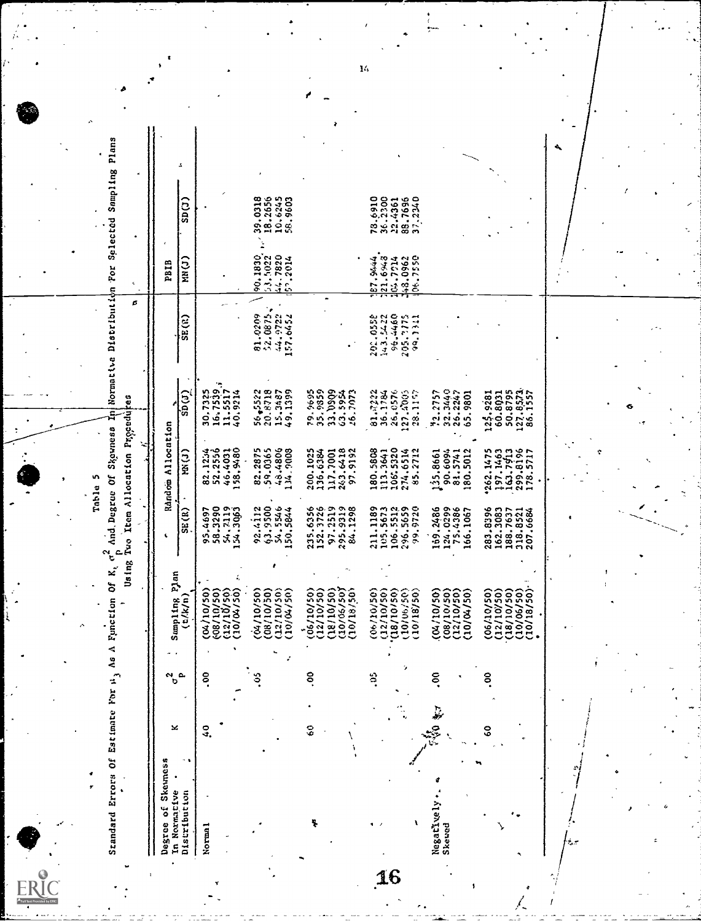Table 5

Standard Errors Of Estimate For $\mu_3$ As A Function Of K, $\sigma^2_p$ And Degree Of Skewness In Normative Distribution For Selected Sampling Plans Using Two Item Allocation Procedures

| Degree of Skewness In Normative Distribution | K | $\sigma^2_p$ | Sampling Plan (t/k/n) | Random Allocation | | | PBIB | | |
|---|---|---|---|---|---|---|---|---|---|
| | | | | SE(R) | MN(J) | SD(J) | SE(R) | MN(J) | SD(J) |
| Normal | 40 | .00 | (04/10/50) | 95.4697 | 82.1234 | 30.7325 | | | |
| | | | (08/10/50) | 58.3290 | 52.2556 | 16.7539 | | | |
| | | | (12/10/50) | 54.2119 | 46.4031 | 11.5517 | | | |
| | | | (10/04/50) | 154.3063 | 158.9480 | 40.9214 | | | |
| | | .05 | (04/10/50) | 92.4112 | 82.2875 | 56.5522 | 81.0209 | 90.1830 | 39.0318 |
| | | | (08/10/50) | 63.9500 | 59.0365 | 20.8718 | 52.0875 | 53.5022 | 18.2656 |
| | | | (12/10/50) | 54.5546 | 48.4806 | 15.3487 | 44.9722 | 44.7820 | 10.6245 |
| | | | (10/04/50) | 150.5844 | 134.9009 | 49.1399 | 157.6452 | 152.2014 | 58.9603 |
| | 60 | .00 | (06/10/50) | 235.6356 | 200.1025 | 79.9695 | | | |
| | | | (12/10/50) | 152.3726 | 136.6384 | 35.9859 | | | |
| | | | (18/10/50) | 97.2519 | 117.7001 | 33.0509 | | | |
| | | | (10/06/50) | 295.9319 | 263.6418 | 63.5954 | | | |
| | | | (10/18/50) | 84.1298 | 97.9192 | 26.7073 | | | |
| | | .05 | (06/10/50) | 211.1189 | 180.5808 | 81.7222 | 202.0558 | 187.9444 | 78.6910 |
| | | | (12/10/50) | 105.5673 | 113.3641 | 36.1784 | 143.5422 | 121.6948 | 36.2300 |
| | | | (18/10/50) | 106.5512 | 106.5320 | 26.0576 | 96.4460 | 104.7214 | 22.4361 |
| | | | (10/06/50) | 296.5659 | 274.6514 | 127.4005 | 205.7775 | 248.0962 | 88.7696 |
| | | | (10/18/50) | 99.9720 | 85.2712 | 28.1157 | 98.1311 | 106.7550 | 37.2340 |
| Negatively Skewed | 40 | .00 | (04/10/50) | 169.2486 | 135.8661 | 72.2757 | | | |
| | | | (08/10/50) | 124.0299 | 90.6094 | 32.3440 | | | |
| | | | (12/10/50) | 75.4386 | 81.5741 | 26.2247 | | | |
| | | | (10/04/50) | 166.1067 | 180.5012 | 65.9801 | | | |
| | 60 | .00 | (06/10/50) | 283.8396 | 262.1475 | 125.9281 | | | |
| | | | (12/10/50) | 162.3083 | 197.1463 | 60.8031 | | | |
| | | | (18/10/50) | 188.7637 | 163.7913 | 50.8795 | | | |
| | | | (10/06/50) | 318.8521 | 299.8196 | 127.8573 | | | |
| | | | (10/18/50) | 207.6684 | 178.5717 | 86.1557 | | | |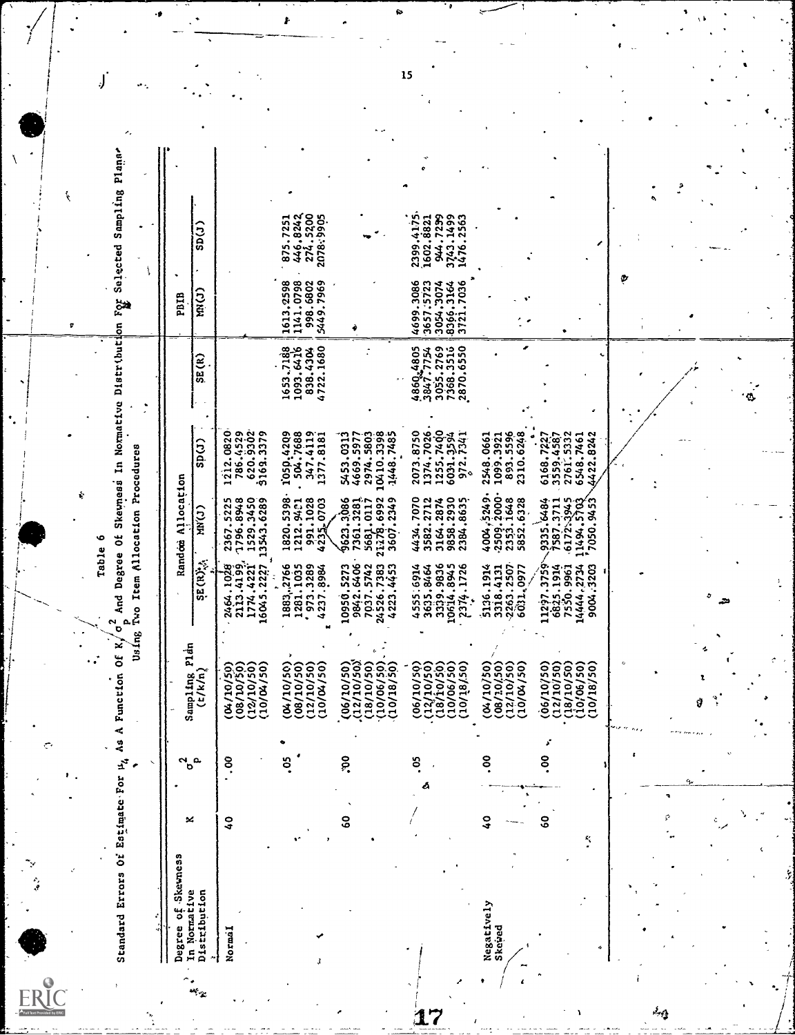Table 6

Standard Errors Of Estimate For $\mu_4$ As A Function Of K, $\sigma_p^2$ And Degree Of Skewness In Normative Distribution For Selected Sampling Plans Using Two Item Allocation Procedures

| Degree of Skewness In Normative Distribution | K | $\sigma_p^2$ | Sampling Plan (t/k/n) | Random Allocation | | | PBIB | | |
|---|---|---|---|---|---|---|---|---|---|
| | | | | SE(R) | MN(J) | SD(J) | SE(R) | MN(J) | SD(J) |
| Normal | 40 | .00 | (04/10/50) | 2464.1028 | 2367.5225 | 1212.0820 | | | |
| | | | (08/10/50) | 2113.4199 | 1796.8948 | 786.4529 | | | |
| | | | (12/10/50) | 1774.4221 | 1529.3450 | 620.9302 | | | |
| | | | (10/04/50) | 16045.2227 | 13543.6289 | 5169.3379 | | | |
| | | .05 | (04/10/50) | 1883.2766 | 1820.5398 | 1050.4209 | 1653.7188 | 1613.2598 | 875.7251 |
| | | | (08/10/50) | 1281.1035 | 1212.9421 | 504.7688 | 1093.6416 | 1141.0798 | 446.8242 |
| | | | (12/10/50) | 973.3289 | 991.1028 | 347.4119 | 838.4304 | 998.6802 | 274.5200 |
| | | | (10/04/50) | 4237.8984 | 4235.0703 | 1377.8181 | 4722.1680 | 5449.7969 | 2078.9905 |
| | 60 | .00 | (06/10/50) | 10950.5273 | 9623.3086 | 5453.0313 | | | |
| | | | (12/10/50) | 9842.6406 | 7361.3281 | 4669.5977 | | | |
| | | | (18/10/50) | 7037.5742 | 5681.0117 | 2974.5803 | | | |
| | | | (10/06/50) | 24526.7383 | 21178.6992 | 10410.3398 | | | |
| | | | (10/18/50) | 4223.4453 | 3607.2349 | 1448.7485 | | | |
| | | .05 | (06/10/50) | 4555.6914 | 4434.7070 | 2073.8750 | 4860.4805 | 4699.3086 | 2399.4175 |
| | | | (12/10/50) | 3635.8464 | 3582.2712 | 1374.7026 | 3847.7754 | 3657.5723 | 1602.8821 |
| | | | (18/10/50) | 3339.9836 | 3164.2874 | 1255.7400 | 3055.2769 | 3054.3074 | 944.7299 |
| | | | (10/06/50) | 10614.8945 | 9858.2930 | 6031.3594 | 7368.3516 | 8366.3164 | 3743.1499 |
| | | | (10/18/50) | 2374.1726 | 2384.8635 | 972.7341 | 2870.6550 | 3721.7036 | 1476.2563 |
| Negatively Skewed | 40 | .00 | (04/10/50) | 5136.1914 | 4004.5249 | 2548.0661 | | | |
| | | | (08/10/50) | 3318.4131 | 2509.2000 | 1099.3921 | | | |
| | | | (12/10/50) | 2263.2507 | 2353.1648 | 893.5596 | | | |
| | | | (10/04/50) | 6031.0977 | 5852.6328 | 2310.6248 | | | |
| | 60 | .00 | (06/10/50) | 11297.3759 | 9335.6484 | 6168.7227 | | | |
| | | | (12/10/50) | 6825.1914 | 7587.3711 | 3559.4587 | | | |
| | | | (18/10/50) | 7550.9961 | 6172.3945 | 2761.5332 | | | |
| | | | (10/06/50) | 14444.2734 | 11494.5703 | 6548.7461 | | | |
| | | | (10/18/50) | 9004.3203 | 7050.9453 | 4422.8242 | | | |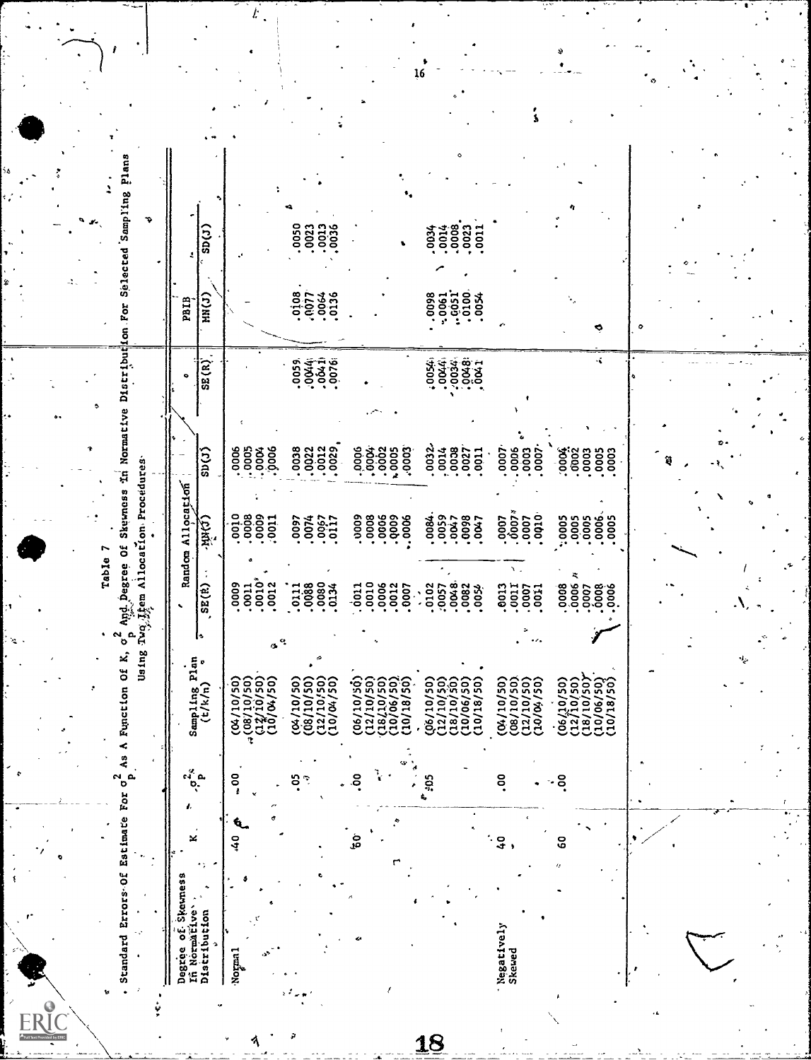Table 7

Standard Errors Of Estimate For $\sigma_p^2$ As A Function Of K, $\sigma_p^2$ And Degree Of Skewness In Normative Distribution For Selected Sampling Plans Using Two Item Allocation Procedures

| Degree of Skewness In Normative Distribution | K | $\sigma_p^2$ | Sampling Plan (t/k/n) | Random Allocation | | | PBIB | | |
|---|---|---|---|---|---|---|---|---|---|
| | | | | SE(R) | MN(J) | SD(J) | SE(R) | MN(J) | SD(J) |
| Normal | 40 | .00 | (04/10/50) | .0009 | .0010 | .0006 | | | |
| | | | (08/10/50) | .0011 | .0008 | .0005 | | | |
| | | | (12/10/50) | .0010 | .0009 | .0004 | | | |
| | | | (10/04/50) | .0012 | .0011 | .0006 | | | |
| | | .05 | (04/10/50) | .0111 | .0097 | .0038 | .0059 | .0108 | .0050 |
| | | | (08/10/50) | .0088 | .0074 | .0022 | .0044 | .0077 | .0023 |
| | | | (12/10/50) | .0080 | .0067 | .0012 | .0041 | .0064 | .0013 |
| | | | (10/04/50) | .0134 | .0117 | .0029 | .0076 | .0136 | .0036 |
| | 60 | .00 | (06/10/50) | .0011 | .0009 | .0006 | | | |
| | | | (12/10/50) | .0010 | .0008 | .0004 | | | |
| | | | (18/10/50) | .0006 | .0006 | .0002 | | | |
| | | | (10/06/50) | .0012 | .0009 | .0005 | | | |
| | | | (10/18/50) | .0007 | .0006 | .0003 | | | |
| | | .05 | (06/10/50) | .0102 | .0084 | .0032 | .0054 | .0098 | .0034 |
| | | | (12/10/50) | .0057 | .0059 | .0014 | .0044 | .0061 | .0014 |
| | | | (18/10/50) | .0048 | .0047 | .0038 | .0034 | .0051 | .0008 |
| | | | (10/06/50) | .0082 | .0098 | .0027 | .0048 | .0100 | .0023 |
| | | | (10/18/50) | .0056 | .0047 | .0011 | .0041 | .0054 | .0011 |
| Negatively Skewed | 40 | .00 | (04/10/50) | .0013 | .0007 | .0007 | | | |
| | | | (08/10/50) | .0011 | .0007 | .0006 | | | |
| | | | (12/10/50) | .0007 | .0007 | .0003 | | | |
| | | | (10/04/50) | .0011 | .0010 | .0007 | | | |
| | 60 | .00 | (06/10/50) | .0008 | .0005 | .0004 | | | |
| | | | (12/10/50) | .0006 | .0005 | .0002 | | | |
| | | | (18/10/50) | .0007 | .0005 | .0003 | | | |
| | | | (10/06/50) | .0008 | .0006 | .0005 | | | |
| | | | (10/18/50) | .0006 | .0005 | .0003 | | | |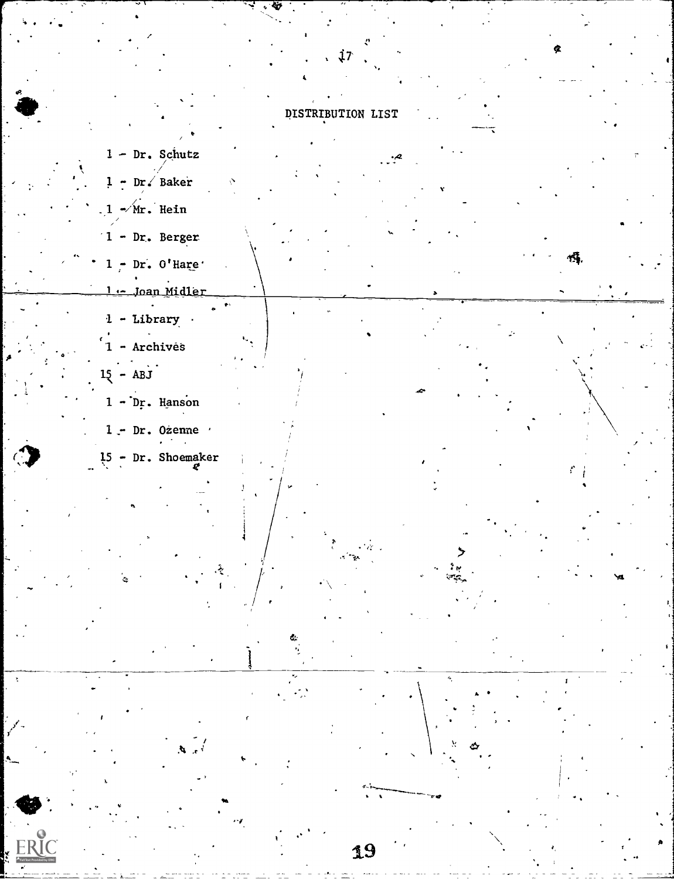## DISTRIBUTION LIST

1 - Dr. Schutz

1 - Dr. Baker

1 - Mr. Hein

1 - Dr. Berger

1 - Dr. O'Hare

1 - Joan Midler

1 - Library

1 - Archives

15 - ABJ

1 - Dr. Hanson

1 - Dr. Ozenne

15 - Dr. Shoemaker